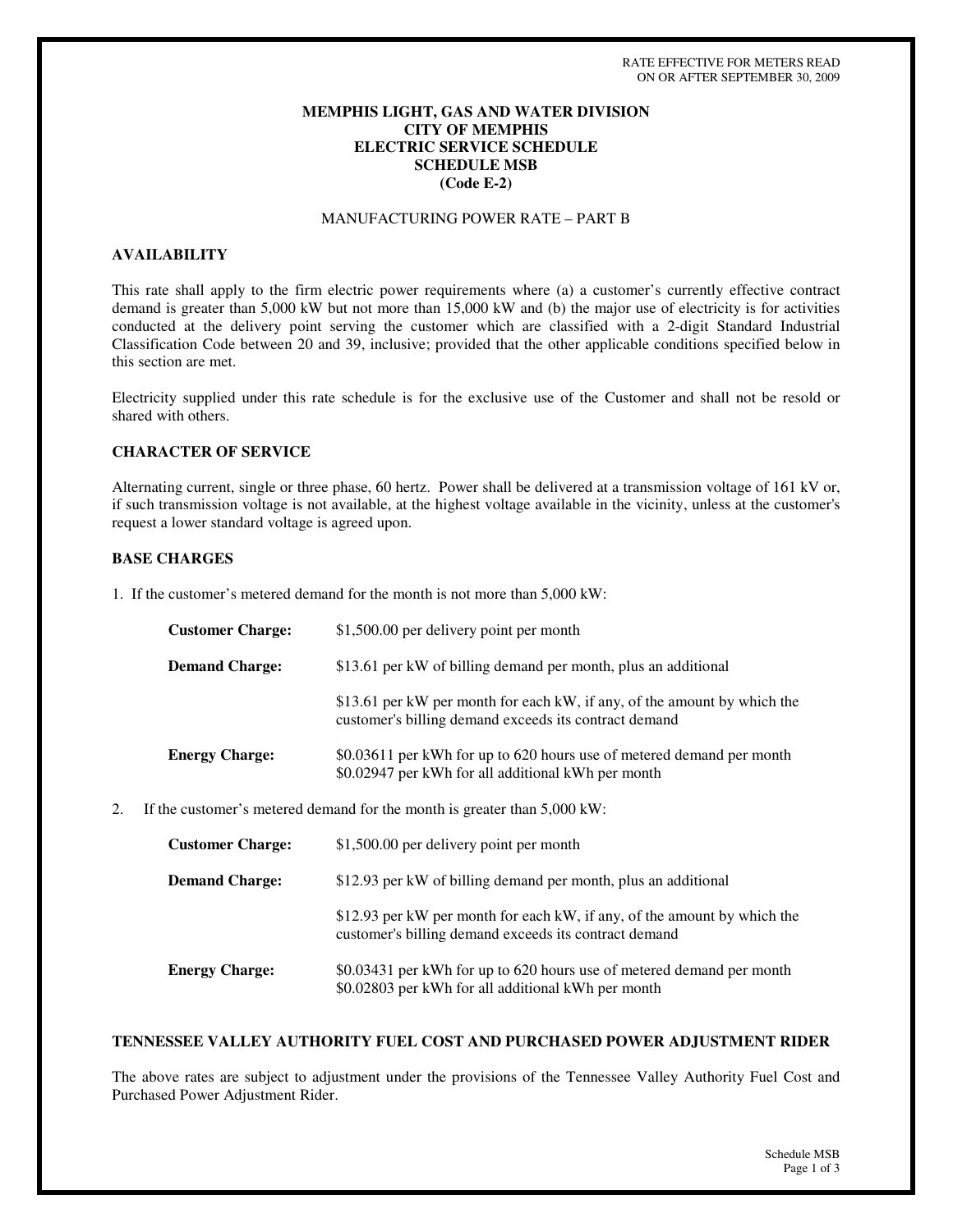RATE EFFECTIVE FOR METERS READ ON OR AFTER SEPTEMBER 30, 2009

# MEMPHIS LIGHT, GAS AND WATER DIVISION
# CITY OF MEMPHIS
# ELECTRIC SERVICE SCHEDULE
# SCHEDULE MSB
# (Code E-2)

MANUFACTURING POWER RATE – PART B

## AVAILABILITY

This rate shall apply to the firm electric power requirements where (a) a customer's currently effective contract demand is greater than 5,000 kW but not more than 15,000 kW and (b) the major use of electricity is for activities conducted at the delivery point serving the customer which are classified with a 2-digit Standard Industrial Classification Code between 20 and 39, inclusive; provided that the other applicable conditions specified below in this section are met.

Electricity supplied under this rate schedule is for the exclusive use of the Customer and shall not be resold or shared with others.

## CHARACTER OF SERVICE

Alternating current, single or three phase, 60 hertz. Power shall be delivered at a transmission voltage of 161 kV or, if such transmission voltage is not available, at the highest voltage available in the vicinity, unless at the customer's request a lower standard voltage is agreed upon.

## BASE CHARGES

1. If the customer's metered demand for the month is not more than 5,000 kW:

   **Customer Charge:** $1,500.00 per delivery point per month

   **Demand Charge:** $13.61 per kW of billing demand per month, plus an additional

   $13.61 per kW per month for each kW, if any, of the amount by which the customer's billing demand exceeds its contract demand

   **Energy Charge:** $0.03611 per kWh for up to 620 hours use of metered demand per month
   $0.02947 per kWh for all additional kWh per month

2. If the customer's metered demand for the month is greater than 5,000 kW:

   **Customer Charge:** $1,500.00 per delivery point per month

   **Demand Charge:** $12.93 per kW of billing demand per month, plus an additional

   $12.93 per kW per month for each kW, if any, of the amount by which the customer's billing demand exceeds its contract demand

   **Energy Charge:** $0.03431 per kWh for up to 620 hours use of metered demand per month
   $0.02803 per kWh for all additional kWh per month

## TENNESSEE VALLEY AUTHORITY FUEL COST AND PURCHASED POWER ADJUSTMENT RIDER

The above rates are subject to adjustment under the provisions of the Tennessee Valley Authority Fuel Cost and Purchased Power Adjustment Rider.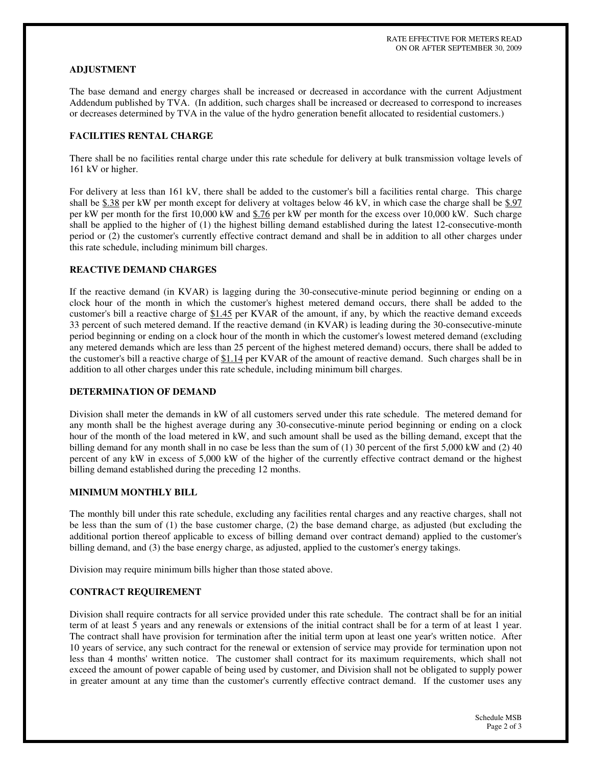RATE EFFECTIVE FOR METERS READ
ON OR AFTER SEPTEMBER 30, 2009

## ADJUSTMENT

The base demand and energy charges shall be increased or decreased in accordance with the current Adjustment Addendum published by TVA. (In addition, such charges shall be increased or decreased to correspond to increases or decreases determined by TVA in the value of the hydro generation benefit allocated to residential customers.)

## FACILITIES RENTAL CHARGE

There shall be no facilities rental charge under this rate schedule for delivery at bulk transmission voltage levels of 161 kV or higher.

For delivery at less than 161 kV, there shall be added to the customer's bill a facilities rental charge. This charge shall be $.38 per kW per month except for delivery at voltages below 46 kV, in which case the charge shall be $.97 per kW per month for the first 10,000 kW and $.76 per kW per month for the excess over 10,000 kW. Such charge shall be applied to the higher of (1) the highest billing demand established during the latest 12-consecutive-month period or (2) the customer's currently effective contract demand and shall be in addition to all other charges under this rate schedule, including minimum bill charges.

## REACTIVE DEMAND CHARGES

If the reactive demand (in KVAR) is lagging during the 30-consecutive-minute period beginning or ending on a clock hour of the month in which the customer's highest metered demand occurs, there shall be added to the customer's bill a reactive charge of $1.45 per KVAR of the amount, if any, by which the reactive demand exceeds 33 percent of such metered demand. If the reactive demand (in KVAR) is leading during the 30-consecutive-minute period beginning or ending on a clock hour of the month in which the customer's lowest metered demand (excluding any metered demands which are less than 25 percent of the highest metered demand) occurs, there shall be added to the customer's bill a reactive charge of $1.14 per KVAR of the amount of reactive demand. Such charges shall be in addition to all other charges under this rate schedule, including minimum bill charges.

## DETERMINATION OF DEMAND

Division shall meter the demands in kW of all customers served under this rate schedule. The metered demand for any month shall be the highest average during any 30-consecutive-minute period beginning or ending on a clock hour of the month of the load metered in kW, and such amount shall be used as the billing demand, except that the billing demand for any month shall in no case be less than the sum of (1) 30 percent of the first 5,000 kW and (2) 40 percent of any kW in excess of 5,000 kW of the higher of the currently effective contract demand or the highest billing demand established during the preceding 12 months.

## MINIMUM MONTHLY BILL

The monthly bill under this rate schedule, excluding any facilities rental charges and any reactive charges, shall not be less than the sum of (1) the base customer charge, (2) the base demand charge, as adjusted (but excluding the additional portion thereof applicable to excess of billing demand over contract demand) applied to the customer's billing demand, and (3) the base energy charge, as adjusted, applied to the customer's energy takings.

Division may require minimum bills higher than those stated above.

## CONTRACT REQUIREMENT

Division shall require contracts for all service provided under this rate schedule. The contract shall be for an initial term of at least 5 years and any renewals or extensions of the initial contract shall be for a term of at least 1 year. The contract shall have provision for termination after the initial term upon at least one year's written notice. After 10 years of service, any such contract for the renewal or extension of service may provide for termination upon not less than 4 months' written notice. The customer shall contract for its maximum requirements, which shall not exceed the amount of power capable of being used by customer, and Division shall not be obligated to supply power in greater amount at any time than the customer's currently effective contract demand. If the customer uses any

Schedule MSB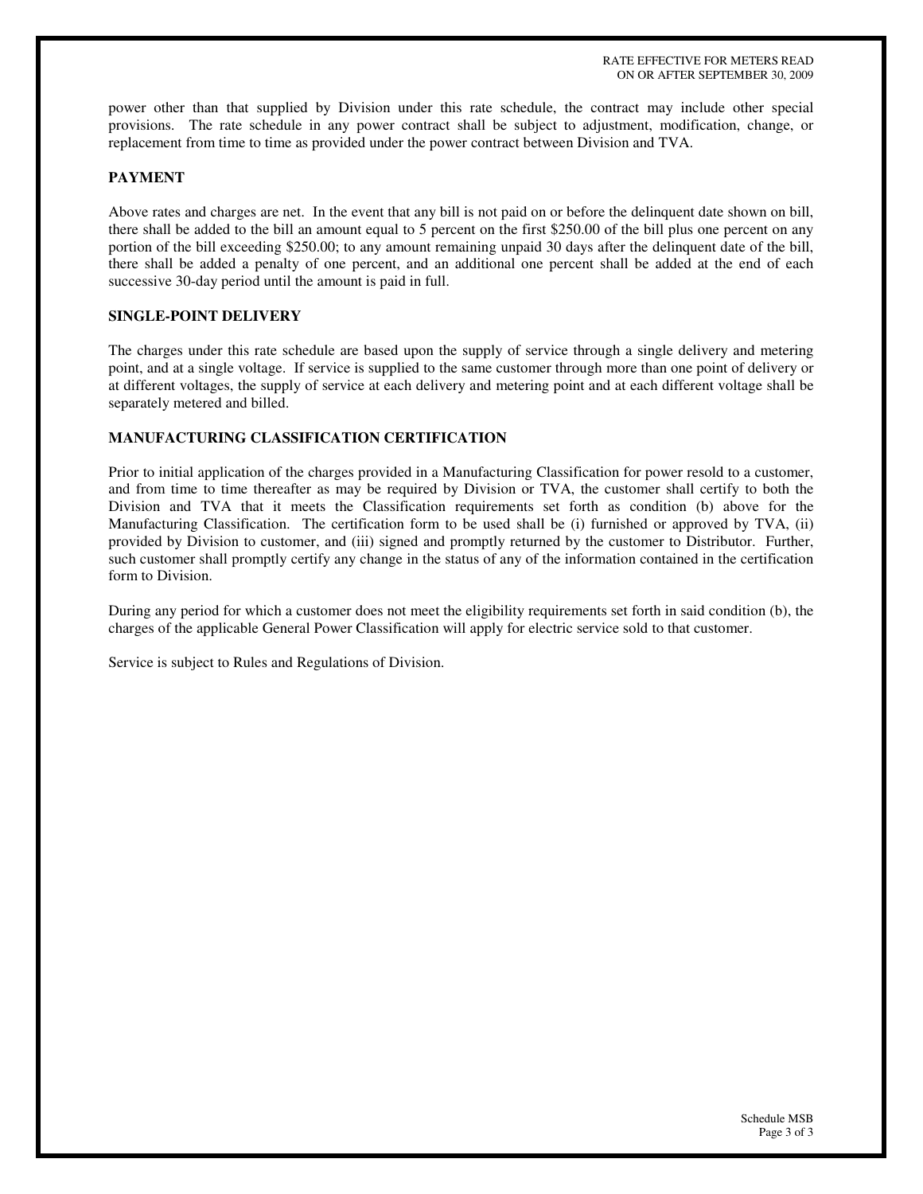power other than that supplied by Division under this rate schedule, the contract may include other special provisions. The rate schedule in any power contract shall be subject to adjustment, modification, change, or replacement from time to time as provided under the power contract between Division and TVA.

## PAYMENT

Above rates and charges are net. In the event that any bill is not paid on or before the delinquent date shown on bill, there shall be added to the bill an amount equal to 5 percent on the first $250.00 of the bill plus one percent on any portion of the bill exceeding $250.00; to any amount remaining unpaid 30 days after the delinquent date of the bill, there shall be added a penalty of one percent, and an additional one percent shall be added at the end of each successive 30-day period until the amount is paid in full.

## SINGLE-POINT DELIVERY

The charges under this rate schedule are based upon the supply of service through a single delivery and metering point, and at a single voltage. If service is supplied to the same customer through more than one point of delivery or at different voltages, the supply of service at each delivery and metering point and at each different voltage shall be separately metered and billed.

## MANUFACTURING CLASSIFICATION CERTIFICATION

Prior to initial application of the charges provided in a Manufacturing Classification for power resold to a customer, and from time to time thereafter as may be required by Division or TVA, the customer shall certify to both the Division and TVA that it meets the Classification requirements set forth as condition (b) above for the Manufacturing Classification. The certification form to be used shall be (i) furnished or approved by TVA, (ii) provided by Division to customer, and (iii) signed and promptly returned by the customer to Distributor. Further, such customer shall promptly certify any change in the status of any of the information contained in the certification form to Division.

During any period for which a customer does not meet the eligibility requirements set forth in said condition (b), the charges of the applicable General Power Classification will apply for electric service sold to that customer.

Service is subject to Rules and Regulations of Division.